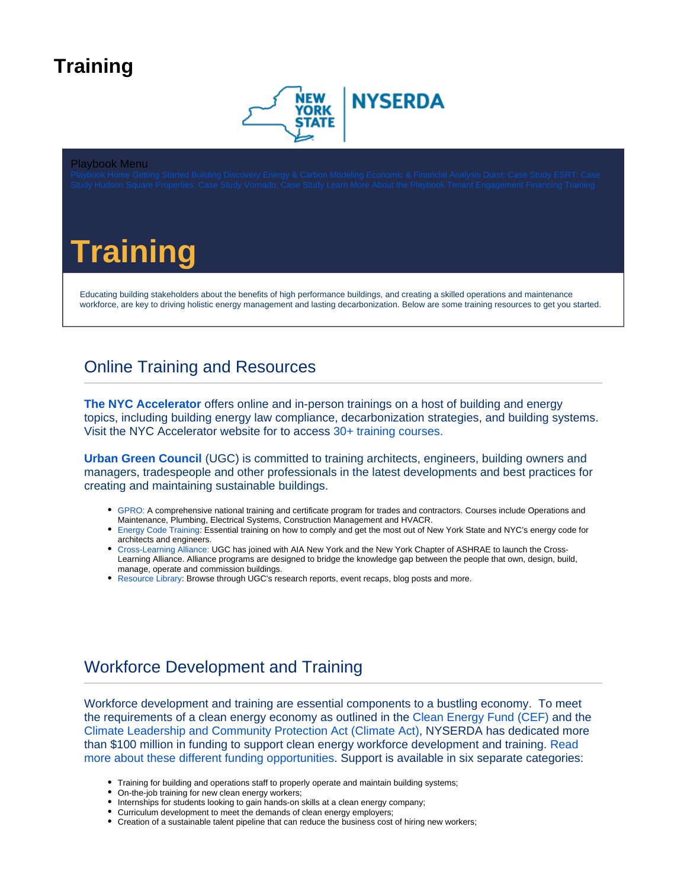# Training

Playbook Menu

Playbook Home Getting Started Building Discovery Energy & Carbon Modeling Economic & Financial Analysis Durst: Case Study ESRT: Case Study Hudson Square Properties: Case Study Vornado: Case Study Learn More About the Playbook Tenant Engagement Financing Training

# Training

Educating building stakeholders about the benefits of high performance buildings, and creating a skilled operations and maintenance workforce, are key to driving holistic energy management and lasting decarbonization. Below are some training resources to get you started.

## Online Training and Resources

**The NYC Accelerator** offers online and in-person trainings on a host of building and energy topics, including building energy law compliance, decarbonization strategies, and building systems. Visit the NYC Accelerator website for to access 30+ training courses.

**Urban Green Council** (UGC) is committed to training architects, engineers, building owners and managers, tradespeople and other professionals in the latest developments and best practices for creating and maintaining sustainable buildings.

- GPRO: A comprehensive national training and certificate program for trades and contractors. Courses include Operations and Maintenance, Plumbing, Electrical Systems, Construction Management and HVACR.
- Energy Code Training: Essential training on how to comply and get the most out of New York State and NYC's energy code for architects and engineers.
- Cross-Learning Alliance: UGC has joined with AIA New York and the New York Chapter of ASHRAE to launch the Cross-Learning Alliance. Alliance programs are designed to bridge the knowledge gap between the people that own, design, build, manage, operate and commission buildings.
- Resource Library: Browse through UGC's research reports, event recaps, blog posts and more.

## Workforce Development and Training

Workforce development and training are essential components to a bustling economy. To meet the requirements of a clean energy economy as outlined in the Clean Energy Fund (CEF) and the Climate Leadership and Community Protection Act (Climate Act), NYSERDA has dedicated more than $100 million in funding to support clean energy workforce development and training. Read more about these different funding opportunities. Support is available in six separate categories:

- Training for building and operations staff to properly operate and maintain building systems;
- On-the-job training for new clean energy workers;
- Internships for students looking to gain hands-on skills at a clean energy company;
- Curriculum development to meet the demands of clean energy employers;
- Creation of a sustainable talent pipeline that can reduce the business cost of hiring new workers;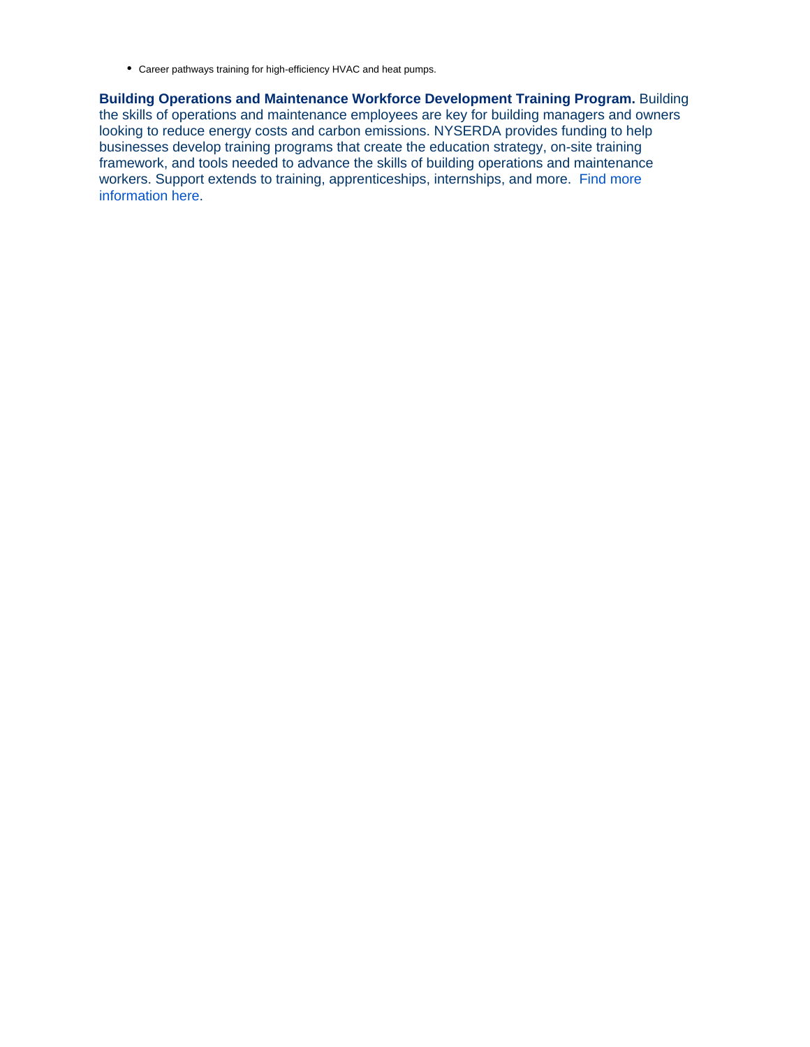- Career pathways training for high-efficiency HVAC and heat pumps.

**Building Operations and Maintenance Workforce Development Training Program.** Building the skills of operations and maintenance employees are key for building managers and owners looking to reduce energy costs and carbon emissions. NYSERDA provides funding to help businesses develop training programs that create the education strategy, on-site training framework, and tools needed to advance the skills of building operations and maintenance workers. Support extends to training, apprenticeships, internships, and more. Find more information here.